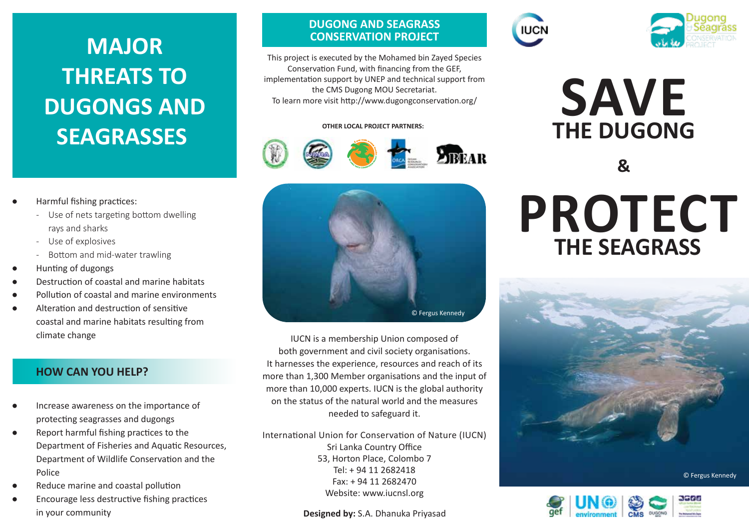# MAJOR THREATS TO DUGONGS AND SEAGRASSES

- Harmful fishing practices:
  - Use of nets targeting bottom dwelling rays and sharks
  - Use of explosives
  - Bottom and mid-water trawling
- Hunting of dugongs
- Destruction of coastal and marine habitats
- Pollution of coastal and marine environments
- Alteration and destruction of sensitive coastal and marine habitats resulting from climate change

## HOW CAN YOU HELP?

- Increase awareness on the importance of protecting seagrasses and dugongs
- Report harmful fishing practices to the Department of Fisheries and Aquatic Resources, Department of Wildlife Conservation and the Police
- Reduce marine and coastal pollution
- Encourage less destructive fishing practices in your community

## DUGONG AND SEAGRASS CONSERVATION PROJECT

This project is executed by the Mohamed bin Zayed Species Conservation Fund, with financing from the GEF, implementation support by UNEP and technical support from the CMS Dugong MOU Secretariat.
To learn more visit http://www.dugongconservation.org/

**OTHER LOCAL PROJECT PARTNERS:**

© Fergus Kennedy

IUCN is a membership Union composed of both government and civil society organisations. It harnesses the experience, resources and reach of its more than 1,300 Member organisations and the input of more than 10,000 experts. IUCN is the global authority on the status of the natural world and the measures needed to safeguard it.

International Union for Conservation of Nature (IUCN)
Sri Lanka Country Office
53, Horton Place, Colombo 7
Tel: + 94 11 2682418
Fax: + 94 11 2682470
Website: www.iucnsl.org

**Designed by:** S.A. Dhanuka Priyasad

# SAVE THE DUGONG & PROTECT THE SEAGRASS

© Fergus Kennedy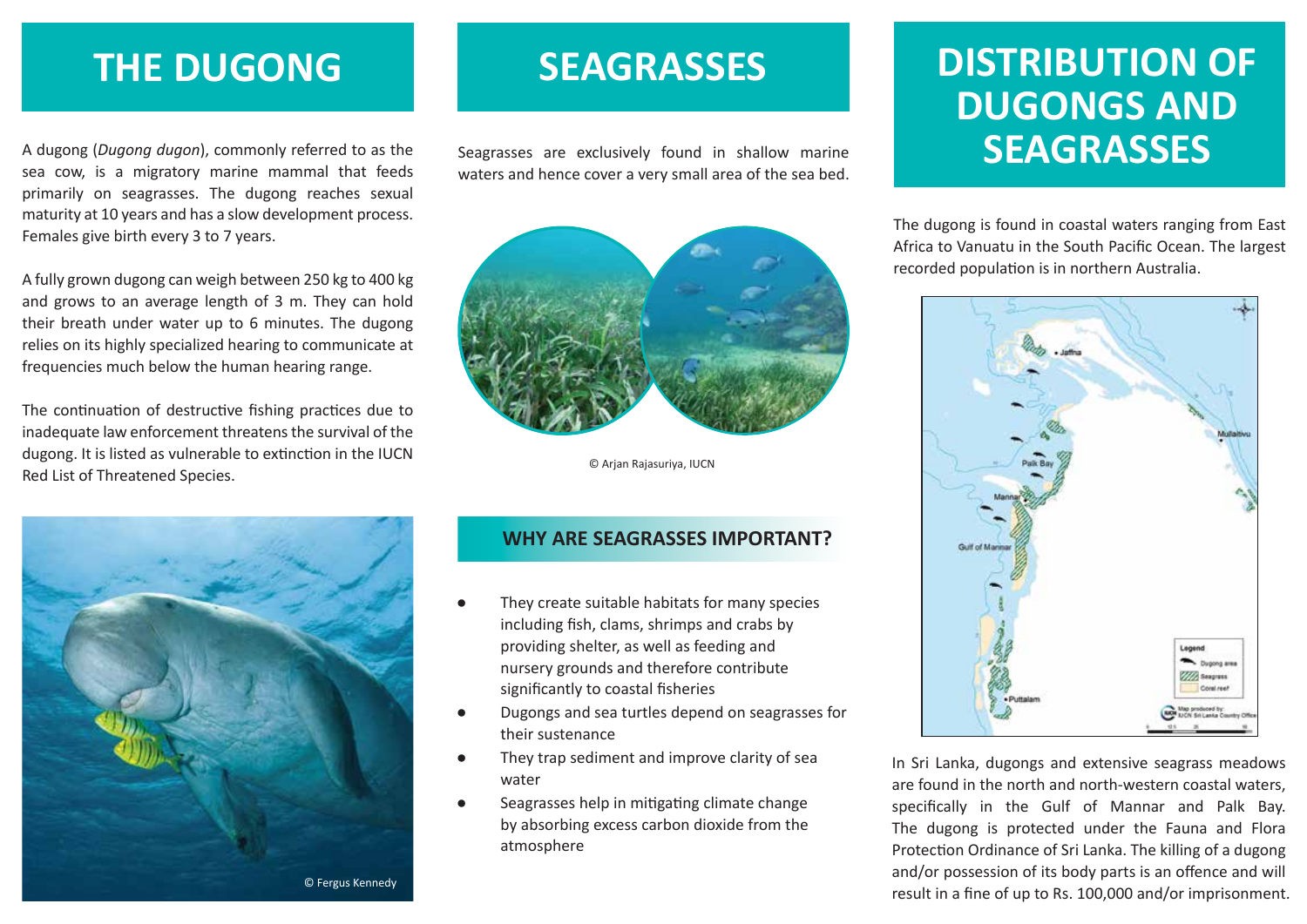# THE DUGONG

A dugong (*Dugong dugon*), commonly referred to as the sea cow, is a migratory marine mammal that feeds primarily on seagrasses. The dugong reaches sexual maturity at 10 years and has a slow development process. Females give birth every 3 to 7 years.

A fully grown dugong can weigh between 250 kg to 400 kg and grows to an average length of 3 m. They can hold their breath under water up to 6 minutes. The dugong relies on its highly specialized hearing to communicate at frequencies much below the human hearing range.

The continuation of destructive fishing practices due to inadequate law enforcement threatens the survival of the dugong. It is listed as vulnerable to extinction in the IUCN Red List of Threatened Species.

© Fergus Kennedy

# SEAGRASSES

Seagrasses are exclusively found in shallow marine waters and hence cover a very small area of the sea bed.

© Arjan Rajasuriya, IUCN

## WHY ARE SEAGRASSES IMPORTANT?

- They create suitable habitats for many species including fish, clams, shrimps and crabs by providing shelter, as well as feeding and nursery grounds and therefore contribute significantly to coastal fisheries
- Dugongs and sea turtles depend on seagrasses for their sustenance
- They trap sediment and improve clarity of sea water
- Seagrasses help in mitigating climate change by absorbing excess carbon dioxide from the atmosphere

# DISTRIBUTION OF DUGONGS AND SEAGRASSES

The dugong is found in coastal waters ranging from East Africa to Vanuatu in the South Pacific Ocean. The largest recorded population is in northern Australia.

Jaffna
Mullaitivu
Palk Bay
Mannar
Gulf of Mannar
Puttalam
Legend
Dugong area
Seagrass
Coral reef
Map produced by: IUCN Sri Lanka Country Office

In Sri Lanka, dugongs and extensive seagrass meadows are found in the north and north-western coastal waters, specifically in the Gulf of Mannar and Palk Bay. The dugong is protected under the Fauna and Flora Protection Ordinance of Sri Lanka. The killing of a dugong and/or possession of its body parts is an offence and will result in a fine of up to Rs. 100,000 and/or imprisonment.